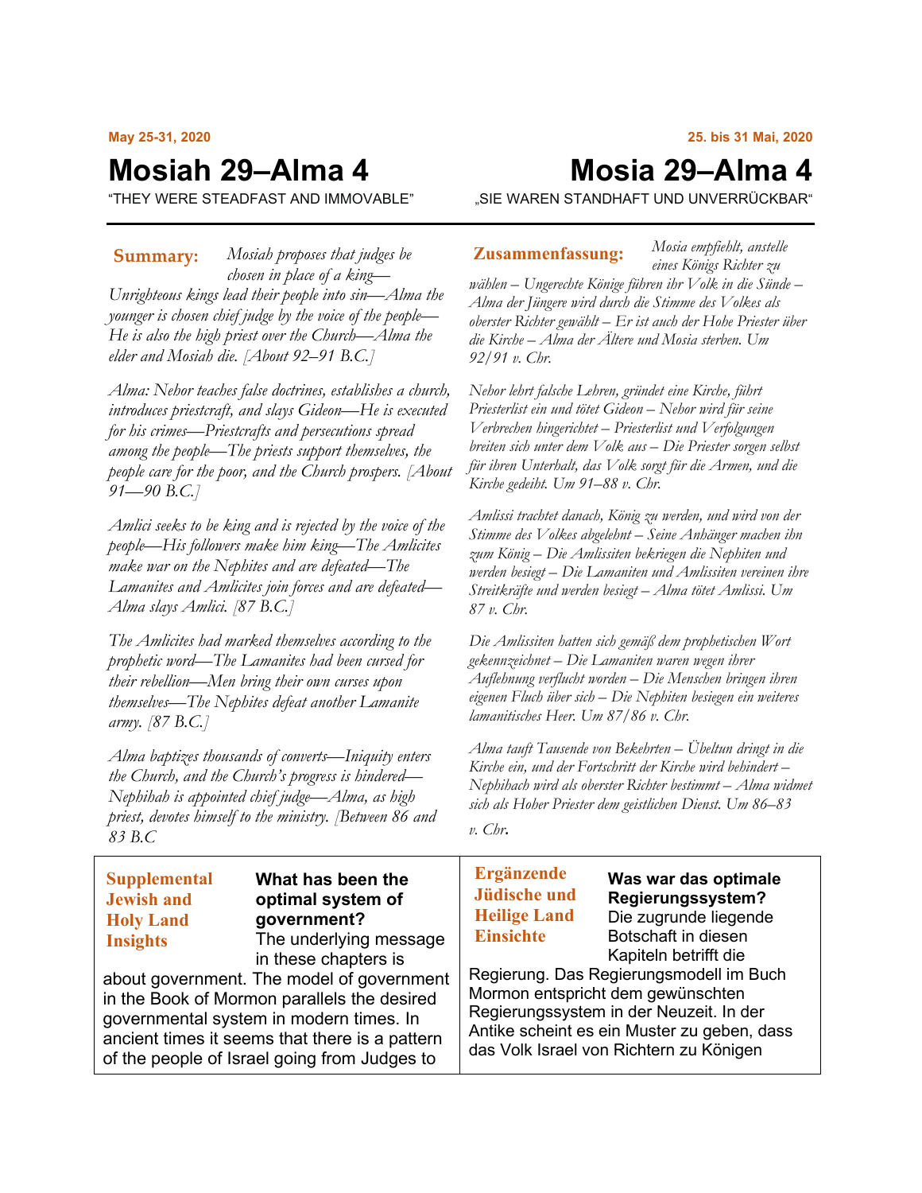May 25-31, 2020

# Mosiah 29–Alma 4

"THEY WERE STEADFAST AND IMMOVABLE"

**Summary:** *Mosiah proposes that judges be chosen in place of a king—Unrighteous kings lead their people into sin—Alma the younger is chosen chief judge by the voice of the people—He is also the high priest over the Church—Alma the elder and Mosiah die. [About 92–91 B.C.]*

*Alma: Nehor teaches false doctrines, establishes a church, introduces priestcraft, and slays Gideon—He is executed for his crimes—Priestcrafts and persecutions spread among the people—The priests support themselves, the people care for the poor, and the Church prospers. [About 91—90 B.C.]*

*Amlici seeks to be king and is rejected by the voice of the people—His followers make him king—The Amlicites make war on the Nephites and are defeated—The Lamanites and Amlicites join forces and are defeated—Alma slays Amlici. [87 B.C.]*

*The Amlicites had marked themselves according to the prophetic word—The Lamanites had been cursed for their rebellion—Men bring their own curses upon themselves—The Nephites defeat another Lamanite army. [87 B.C.]*

*Alma baptizes thousands of converts—Iniquity enters the Church, and the Church's progress is hindered—Nephihah is appointed chief judge—Alma, as high priest, devotes himself to the ministry. [Between 86 and 83 B.C*

**Supplemental Jewish and Holy Land Insights**

**What has been the optimal system of government?**
The underlying message in these chapters is about government. The model of government in the Book of Mormon parallels the desired governmental system in modern times. In ancient times it seems that there is a pattern of the people of Israel going from Judges to

25. bis 31 Mai, 2020

# Mosia 29–Alma 4

„SIE WAREN STANDHAFT UND UNVERRÜCKBAR"

**Zusammenfassung:** *Mosia empfiehlt, anstelle eines Königs Richter zu wählen – Ungerechte Könige führen ihr Volk in die Sünde – Alma der Jüngere wird durch die Stimme des Volkes als oberster Richter gewählt – Er ist auch der Hohe Priester über die Kirche – Alma der Ältere und Mosia sterben. Um 92/91 v. Chr.*

*Nehor lehrt falsche Lehren, gründet eine Kirche, führt Priesterlist ein und tötet Gideon – Nehor wird für seine Verbrechen hingerichtet – Priesterlist und Verfolgungen breiten sich unter dem Volk aus – Die Priester sorgen selbst für ihren Unterhalt, das Volk sorgt für die Armen, und die Kirche gedeiht. Um 91–88 v. Chr.*

*Amlissi trachtet danach, König zu werden, und wird von der Stimme des Volkes abgelehnt – Seine Anhänger machen ihn zum König – Die Amlissiten bekriegen die Nephiten und werden besiegt – Die Lamaniten und Amlissiten vereinen ihre Streitkräfte und werden besiegt – Alma tötet Amlissi. Um 87 v. Chr.*

*Die Amlissiten hatten sich gemäß dem prophetischen Wort gekennzeichnet – Die Lamaniten waren wegen ihrer Auflehnung verflucht worden – Die Menschen bringen ihren eigenen Fluch über sich – Die Nephiten besiegen ein weiteres lamanitisches Heer. Um 87/86 v. Chr.*

*Alma tauft Tausende von Bekehrten – Übeltun dringt in die Kirche ein, und der Fortschritt der Kirche wird behindert – Nephihach wird als oberster Richter bestimmt – Alma widmet sich als Hoher Priester dem geistlichen Dienst. Um 86–83 v. Chr.*

**Ergänzende Jüdische und Heilige Land Einsichte**

**Was war das optimale Regierungssystem?**
Die zugrunde liegende Botschaft in diesen Kapiteln betrifft die Regierung. Das Regierungsmodell im Buch Mormon entspricht dem gewünschten Regierungssystem in der Neuzeit. In der Antike scheint es ein Muster zu geben, dass das Volk Israel von Richtern zu Königen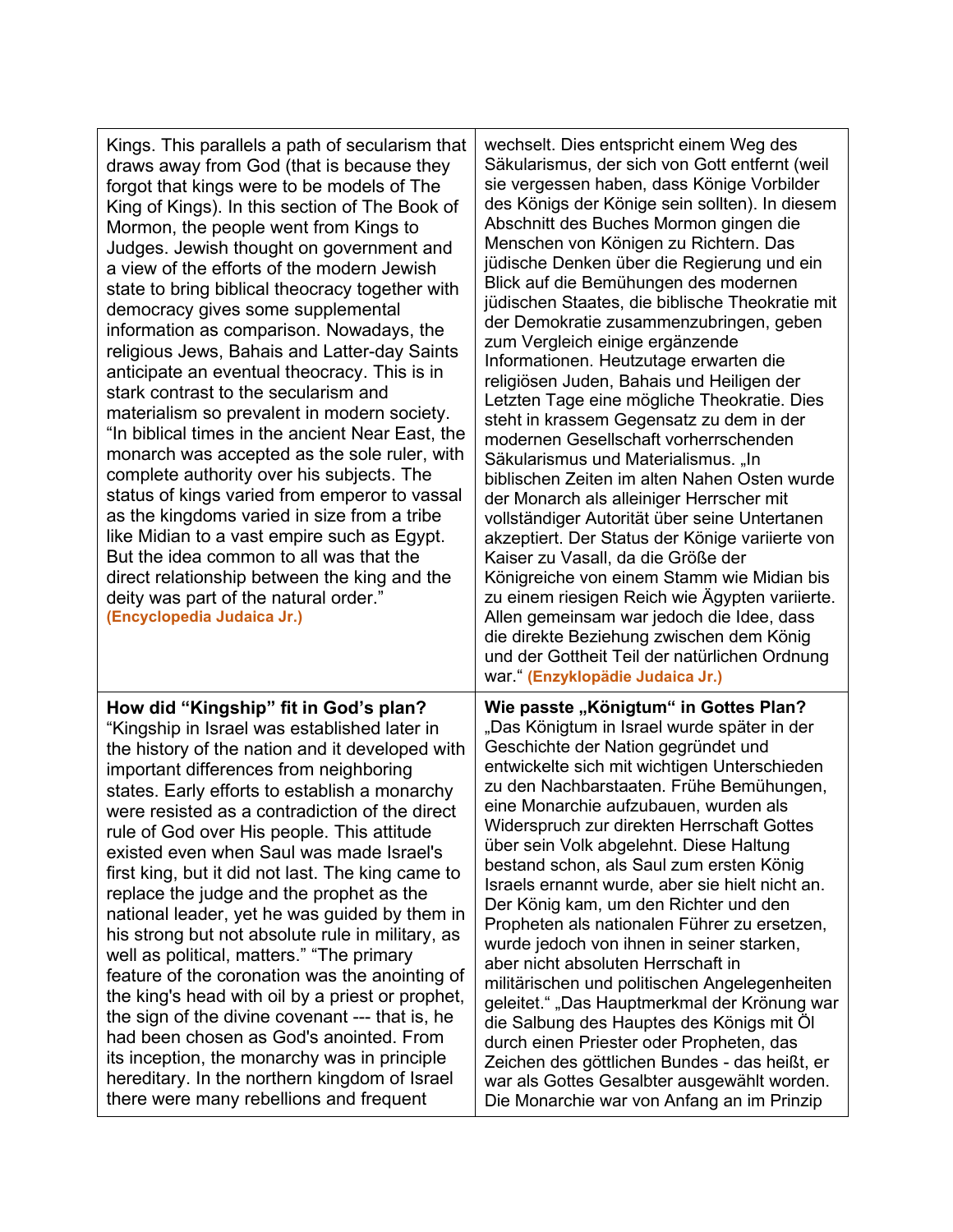| | |
|---|---|
| Kings. This parallels a path of secularism that draws away from God (that is because they forgot that kings were to be models of The King of Kings). In this section of The Book of Mormon, the people went from Kings to Judges. Jewish thought on government and a view of the efforts of the modern Jewish state to bring biblical theocracy together with democracy gives some supplemental information as comparison. Nowadays, the religious Jews, Bahais and Latter-day Saints anticipate an eventual theocracy. This is in stark contrast to the secularism and materialism so prevalent in modern society. "In biblical times in the ancient Near East, the monarch was accepted as the sole ruler, with complete authority over his subjects. The status of kings varied from emperor to vassal as the kingdoms varied in size from a tribe like Midian to a vast empire such as Egypt. But the idea common to all was that the direct relationship between the king and the deity was part of the natural order." **(Encyclopedia Judaica Jr.)** | wechselt. Dies entspricht einem Weg des Säkularismus, der sich von Gott entfernt (weil sie vergessen haben, dass Könige Vorbilder des Königs der Könige sein sollten). In diesem Abschnitt des Buches Mormon gingen die Menschen von Königen zu Richtern. Das jüdische Denken über die Regierung und ein Blick auf die Bemühungen des modernen jüdischen Staates, die biblische Theokratie mit der Demokratie zusammenzubringen, geben zum Vergleich einige ergänzende Informationen. Heutzutage erwarten die religiösen Juden, Bahais und Heiligen der Letzten Tage eine mögliche Theokratie. Dies steht in krassem Gegensatz zu dem in der modernen Gesellschaft vorherrschenden Säkularismus und Materialismus. „In biblischen Zeiten im alten Nahen Osten wurde der Monarch als alleiniger Herrscher mit vollständiger Autorität über seine Untertanen akzeptiert. Der Status der Könige variierte von Kaiser zu Vasall, da die Größe der Königreiche von einem Stamm wie Midian bis zu einem riesigen Reich wie Ägypten variierte. Allen gemeinsam war jedoch die Idee, dass die direkte Beziehung zwischen dem König und der Gottheit Teil der natürlichen Ordnung war.“ **(Enzyklopädie Judaica Jr.)** |
| **How did "Kingship" fit in God's plan?** "Kingship in Israel was established later in the history of the nation and it developed with important differences from neighboring states. Early efforts to establish a monarchy were resisted as a contradiction of the direct rule of God over His people. This attitude existed even when Saul was made Israel's first king, but it did not last. The king came to replace the judge and the prophet as the national leader, yet he was guided by them in his strong but not absolute rule in military, as well as political, matters." "The primary feature of the coronation was the anointing of the king's head with oil by a priest or prophet, the sign of the divine covenant --- that is, he had been chosen as God's anointed. From its inception, the monarchy was in principle hereditary. In the northern kingdom of Israel there were many rebellions and frequent | **Wie passte „Königtum“ in Gottes Plan?** „Das Königtum in Israel wurde später in der Geschichte der Nation gegründet und entwickelte sich mit wichtigen Unterschieden zu den Nachbarstaaten. Frühe Bemühungen, eine Monarchie aufzubauen, wurden als Widerspruch zur direkten Herrschaft Gottes über sein Volk abgelehnt. Diese Haltung bestand schon, als Saul zum ersten König Israels ernannt wurde, aber sie hielt nicht an. Der König kam, um den Richter und den Propheten als nationalen Führer zu ersetzen, wurde jedoch von ihnen in seiner starken, aber nicht absoluten Herrschaft in militärischen und politischen Angelegenheiten geleitet.“ „Das Hauptmerkmal der Krönung war die Salbung des Hauptes des Königs mit Öl durch einen Priester oder Propheten, das Zeichen des göttlichen Bundes - das heißt, er war als Gottes Gesalbter ausgewählt worden. Die Monarchie war von Anfang an im Prinzip |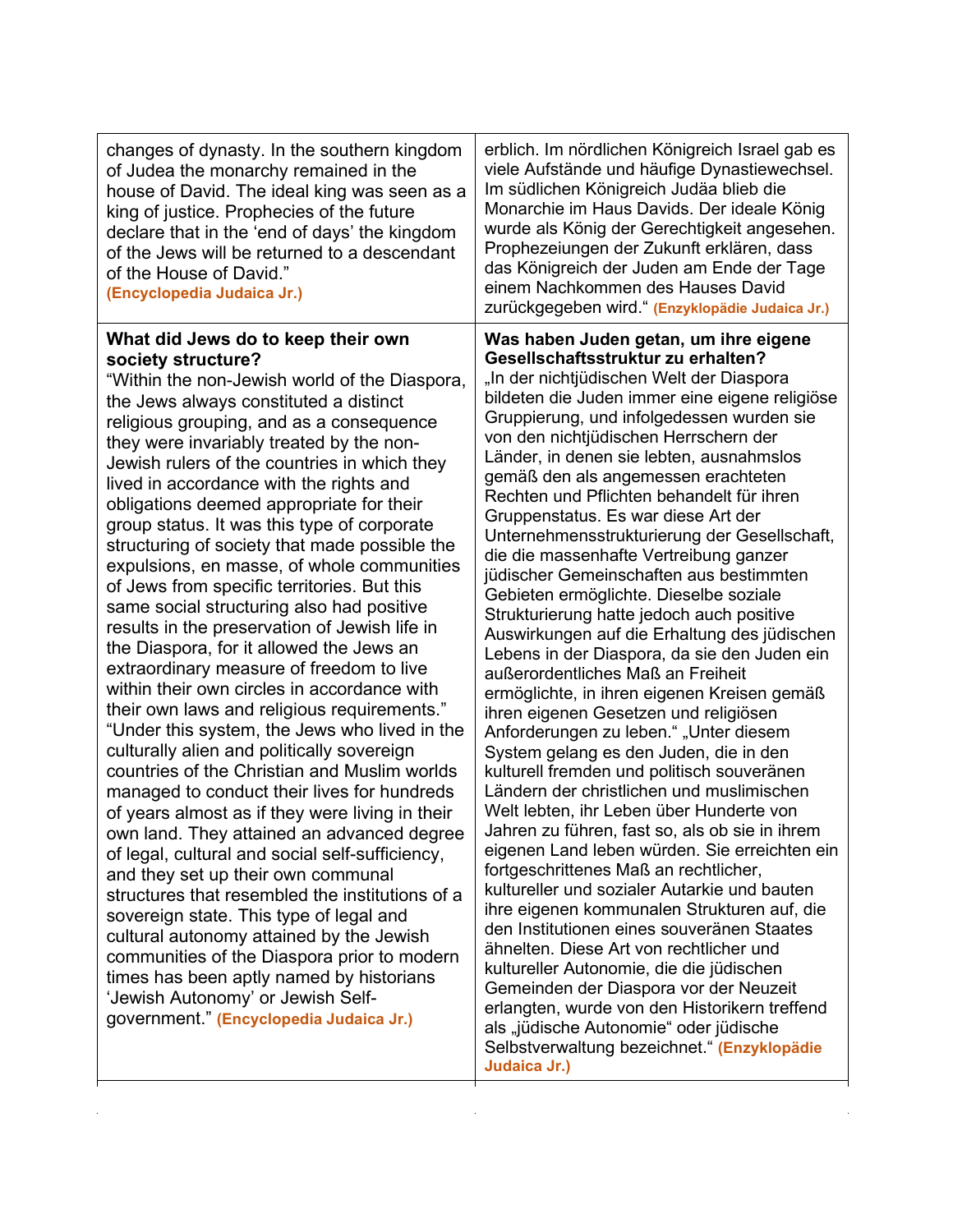| | |
|---|---|
| changes of dynasty. In the southern kingdom of Judea the monarchy remained in the house of David. The ideal king was seen as a king of justice. Prophecies of the future declare that in the 'end of days' the kingdom of the Jews will be returned to a descendant of the House of David." **(Encyclopedia Judaica Jr.)** | erblich. Im nördlichen Königreich Israel gab es viele Aufstände und häufige Dynastiewechsel. Im südlichen Königreich Judäa blieb die Monarchie im Haus Davids. Der ideale König wurde als König der Gerechtigkeit angesehen. Prophezeiungen der Zukunft erklären, dass das Königreich der Juden am Ende der Tage einem Nachkommen des Hauses David zurückgegeben wird." **(Enzyklopädie Judaica Jr.)** |
| **What did Jews do to keep their own society structure?** "Within the non-Jewish world of the Diaspora, the Jews always constituted a distinct religious grouping, and as a consequence they were invariably treated by the non-Jewish rulers of the countries in which they lived in accordance with the rights and obligations deemed appropriate for their group status. It was this type of corporate structuring of society that made possible the expulsions, en masse, of whole communities of Jews from specific territories. But this same social structuring also had positive results in the preservation of Jewish life in the Diaspora, for it allowed the Jews an extraordinary measure of freedom to live within their own circles in accordance with their own laws and religious requirements." "Under this system, the Jews who lived in the culturally alien and politically sovereign countries of the Christian and Muslim worlds managed to conduct their lives for hundreds of years almost as if they were living in their own land. They attained an advanced degree of legal, cultural and social self-sufficiency, and they set up their own communal structures that resembled the institutions of a sovereign state. This type of legal and cultural autonomy attained by the Jewish communities of the Diaspora prior to modern times has been aptly named by historians 'Jewish Autonomy' or Jewish Self-government." **(Encyclopedia Judaica Jr.)** | **Was haben Juden getan, um ihre eigene Gesellschaftsstruktur zu erhalten?** „In der nichtjüdischen Welt der Diaspora bildeten die Juden immer eine eigene religiöse Gruppierung, und infolgedessen wurden sie von den nichtjüdischen Herrschern der Länder, in denen sie lebten, ausnahmslos gemäß den als angemessen erachteten Rechten und Pflichten behandelt für ihren Gruppenstatus. Es war diese Art der Unternehmensstrukturierung der Gesellschaft, die die massenhafte Vertreibung ganzer jüdischer Gemeinschaften aus bestimmten Gebieten ermöglichte. Dieselbe soziale Strukturierung hatte jedoch auch positive Auswirkungen auf die Erhaltung des jüdischen Lebens in der Diaspora, da sie den Juden ein außerordentliches Maß an Freiheit ermöglichte, in ihren eigenen Kreisen gemäß ihren eigenen Gesetzen und religiösen Anforderungen zu leben." „Unter diesem System gelang es den Juden, die in den kulturell fremden und politisch souveränen Ländern der christlichen und muslimischen Welt lebten, ihr Leben über Hunderte von Jahren zu führen, fast so, als ob sie in ihrem eigenen Land leben würden. Sie erreichten ein fortgeschrittenes Maß an rechtlicher, kultureller und sozialer Autarkie und bauten ihre eigenen kommunalen Strukturen auf, die den Institutionen eines souveränen Staates ähnelten. Diese Art von rechtlicher und kultureller Autonomie, die die jüdischen Gemeinden der Diaspora vor der Neuzeit erlangten, wurde von den Historikern treffend als „jüdische Autonomie" oder jüdische Selbstverwaltung bezeichnet." **(Enzyklopädie Judaica Jr.)** |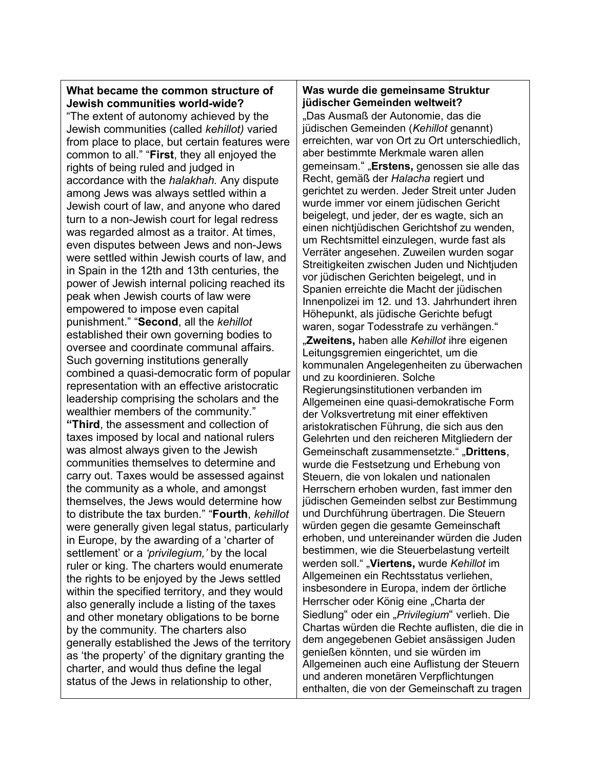**What became the common structure of Jewish communities world-wide?**

"The extent of autonomy achieved by the Jewish communities (called *kehillot)* varied from place to place, but certain features were common to all." "**First**, they all enjoyed the rights of being ruled and judged in accordance with the *halakhah.* Any dispute among Jews was always settled within a Jewish court of law, and anyone who dared turn to a non-Jewish court for legal redress was regarded almost as a traitor. At times, even disputes between Jews and non-Jews were settled within Jewish courts of law, and in Spain in the 12th and 13th centuries, the power of Jewish internal policing reached its peak when Jewish courts of law were empowered to impose even capital punishment." "**Second**, all the *kehillot* established their own governing bodies to oversee and coordinate communal affairs. Such governing institutions generally combined a quasi-democratic form of popular representation with an effective aristocratic leadership comprising the scholars and the wealthier members of the community." **"Third**, the assessment and collection of taxes imposed by local and national rulers was almost always given to the Jewish communities themselves to determine and carry out. Taxes would be assessed against the community as a whole, and amongst themselves, the Jews would determine how to distribute the tax burden." "**Fourth**, *kehillot* were generally given legal status, particularly in Europe, by the awarding of a 'charter of settlement' or a *'privilegium,'* by the local ruler or king. The charters would enumerate the rights to be enjoyed by the Jews settled within the specified territory, and they would also generally include a listing of the taxes and other monetary obligations to be borne by the community. The charters also generally established the Jews of the territory as 'the property' of the dignitary granting the charter, and would thus define the legal status of the Jews in relationship to other,

**Was wurde die gemeinsame Struktur jüdischer Gemeinden weltweit?**

„Das Ausmaß der Autonomie, das die jüdischen Gemeinden (*Kehillot* genannt) erreichten, war von Ort zu Ort unterschiedlich, aber bestimmte Merkmale waren allen gemeinsam." „**Erstens,** genossen sie alle das Recht, gemäß der *Halacha* regiert und gerichtet zu werden. Jeder Streit unter Juden wurde immer vor einem jüdischen Gericht beigelegt, und jeder, der es wagte, sich an einen nichtjüdischen Gerichtshof zu wenden, um Rechtsmittel einzulegen, wurde fast als Verräter angesehen. Zuweilen wurden sogar Streitigkeiten zwischen Juden und Nichtjuden vor jüdischen Gerichten beigelegt, und in Spanien erreichte die Macht der jüdischen Innenpolizei im 12. und 13. Jahrhundert ihren Höhepunkt, als jüdische Gerichte befugt waren, sogar Todesstrafe zu verhängen." „**Zweitens,** haben alle *Kehillot* ihre eigenen Leitungsgremien eingerichtet, um die kommunalen Angelegenheiten zu überwachen und zu koordinieren. Solche Regierungsinstitutionen verbanden im Allgemeinen eine quasi-demokratische Form der Volksvertretung mit einer effektiven aristokratischen Führung, die sich aus den Gelehrten und den reicheren Mitgliedern der Gemeinschaft zusammensetzte." „**Drittens**, wurde die Festsetzung und Erhebung von Steuern, die von lokalen und nationalen Herrschern erhoben wurden, fast immer den jüdischen Gemeinden selbst zur Bestimmung und Durchführung übertragen. Die Steuern würden gegen die gesamte Gemeinschaft erhoben, und untereinander würden die Juden bestimmen, wie die Steuerbelastung verteilt werden soll." „**Viertens,** wurde *Kehillot* im Allgemeinen ein Rechtsstatus verliehen, insbesondere in Europa, indem der örtliche Herrscher oder König eine „Charta der Siedlung" oder ein „*Privilegium*" verlieh. Die Chartas würden die Rechte auflisten, die die in dem angegebenen Gebiet ansässigen Juden genießen könnten, und sie würden im Allgemeinen auch eine Auflistung der Steuern und anderen monetären Verpflichtungen enthalten, die von der Gemeinschaft zu tragen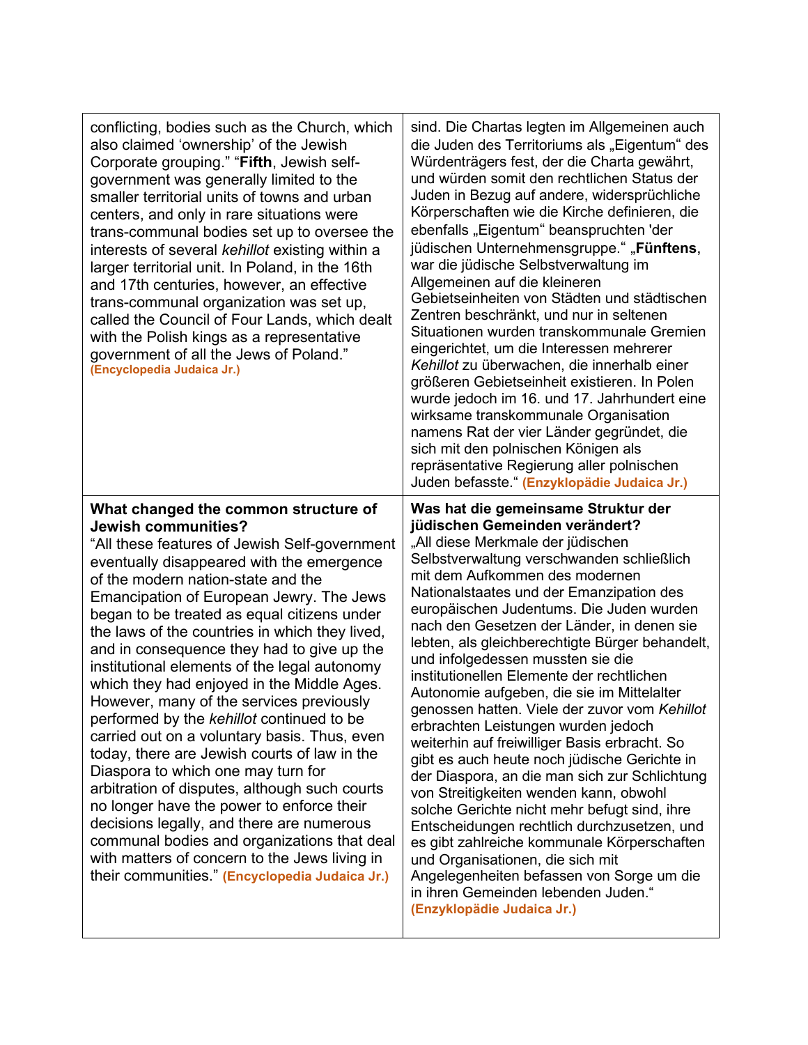| | |
|---|---|
| conflicting, bodies such as the Church, which also claimed 'ownership' of the Jewish Corporate grouping." "**Fifth**, Jewish self-government was generally limited to the smaller territorial units of towns and urban centers, and only in rare situations were trans-communal bodies set up to oversee the interests of several *kehillot* existing within a larger territorial unit. In Poland, in the 16th and 17th centuries, however, an effective trans-communal organization was set up, called the Council of Four Lands, which dealt with the Polish kings as a representative government of all the Jews of Poland." **(Encyclopedia Judaica Jr.)** | sind. Die Chartas legten im Allgemeinen auch die Juden des Territoriums als „Eigentum" des Würdenträgers fest, der die Charta gewährt, und würden somit den rechtlichen Status der Juden in Bezug auf andere, widersprüchliche Körperschaften wie die Kirche definieren, die ebenfalls „Eigentum" beanspruchten 'der jüdischen Unternehmensgruppe." „**Fünftens**, war die jüdische Selbstverwaltung im Allgemeinen auf die kleineren Gebietseinheiten von Städten und städtischen Zentren beschränkt, und nur in seltenen Situationen wurden transkommunale Gremien eingerichtet, um die Interessen mehrerer *Kehillot* zu überwachen, die innerhalb einer größeren Gebietseinheit existieren. In Polen wurde jedoch im 16. und 17. Jahrhundert eine wirksame transkommunale Organisation namens Rat der vier Länder gegründet, die sich mit den polnischen Königen als repräsentative Regierung aller polnischen Juden befasste." **(Enzyklopädie Judaica Jr.)** |
| **What changed the common structure of Jewish communities?** "All these features of Jewish Self-government eventually disappeared with the emergence of the modern nation-state and the Emancipation of European Jewry. The Jews began to be treated as equal citizens under the laws of the countries in which they lived, and in consequence they had to give up the institutional elements of the legal autonomy which they had enjoyed in the Middle Ages. However, many of the services previously performed by the *kehillot* continued to be carried out on a voluntary basis. Thus, even today, there are Jewish courts of law in the Diaspora to which one may turn for arbitration of disputes, although such courts no longer have the power to enforce their decisions legally, and there are numerous communal bodies and organizations that deal with matters of concern to the Jews living in their communities." **(Encyclopedia Judaica Jr.)** | **Was hat die gemeinsame Struktur der jüdischen Gemeinden verändert?** „All diese Merkmale der jüdischen Selbstverwaltung verschwanden schließlich mit dem Aufkommen des modernen Nationalstaates und der Emanzipation des europäischen Judentums. Die Juden wurden nach den Gesetzen der Länder, in denen sie lebten, als gleichberechtigte Bürger behandelt, und infolgedessen mussten sie die institutionellen Elemente der rechtlichen Autonomie aufgeben, die sie im Mittelalter genossen hatten. Viele der zuvor vom *Kehillot* erbrachten Leistungen wurden jedoch weiterhin auf freiwilliger Basis erbracht. So gibt es auch heute noch jüdische Gerichte in der Diaspora, an die man sich zur Schlichtung von Streitigkeiten wenden kann, obwohl solche Gerichte nicht mehr befugt sind, ihre Entscheidungen rechtlich durchzusetzen, und es gibt zahlreiche kommunale Körperschaften und Organisationen, die sich mit Angelegenheiten befassen von Sorge um die in ihren Gemeinden lebenden Juden." **(Enzyklopädie Judaica Jr.)** |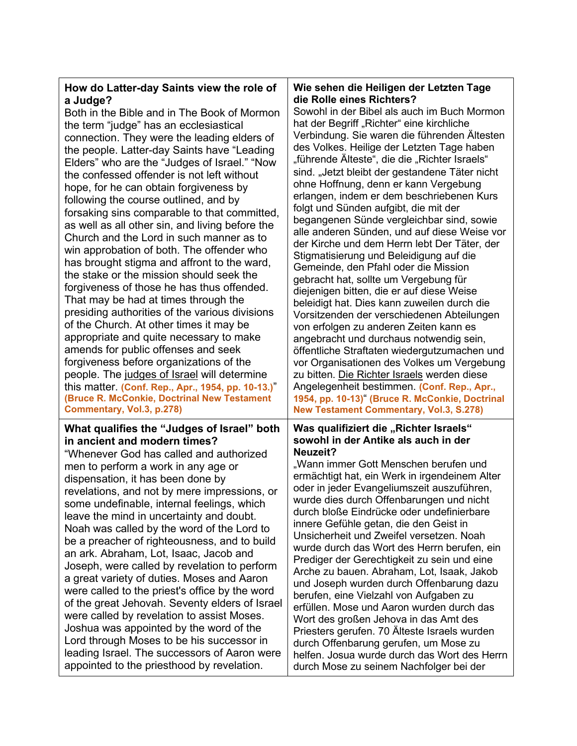| | |
|---|---|
| **How do Latter-day Saints view the role of a Judge?**<br>Both in the Bible and in The Book of Mormon the term “judge” has an ecclesiastical connection. They were the leading elders of the people. Latter-day Saints have “Leading Elders” who are the “Judges of Israel.” “Now the confessed offender is not left without hope, for he can obtain forgiveness by following the course outlined, and by forsaking sins comparable to that committed, as well as all other sin, and living before the Church and the Lord in such manner as to win approbation of both. The offender who has brought stigma and affront to the ward, the stake or the mission should seek the forgiveness of those he has thus offended. That may be had at times through the presiding authorities of the various divisions of the Church. At other times it may be appropriate and quite necessary to make amends for public offenses and seek forgiveness before organizations of the people. The judges of Israel will determine this matter. **(Conf. Rep., Apr., 1954, pp. 10-13.)**” **(Bruce R. McConkie, Doctrinal New Testament Commentary, Vol.3, p.278)** | **Wie sehen die Heiligen der Letzten Tage die Rolle eines Richters?**<br>Sowohl in der Bibel als auch im Buch Mormon hat der Begriff „Richter“ eine kirchliche Verbindung. Sie waren die führenden Ältesten des Volkes. Heilige der Letzten Tage haben „führende Älteste“, die die „Richter Israels“ sind. „Jetzt bleibt der gestandene Täter nicht ohne Hoffnung, denn er kann Vergebung erlangen, indem er dem beschriebenen Kurs folgt und Sünden aufgibt, die mit der begangenen Sünde vergleichbar sind, sowie alle anderen Sünden, und auf diese Weise vor der Kirche und dem Herrn lebt Der Täter, der Stigmatisierung und Beleidigung auf die Gemeinde, den Pfahl oder die Mission gebracht hat, sollte um Vergebung für diejenigen bitten, die er auf diese Weise beleidigt hat. Dies kann zuweilen durch die Vorsitzenden der verschiedenen Abteilungen von erfolgen zu anderen Zeiten kann es angebracht und durchaus notwendig sein, öffentliche Straftaten wiedergutzumachen und vor Organisationen des Volkes um Vergebung zu bitten. Die Richter Israels werden diese Angelegenheit bestimmen. **(Conf. Rep., Apr., 1954, pp. 10-13)**“ **(Bruce R. McConkie, Doctrinal New Testament Commentary, Vol.3, S.278)** |
| **What qualifies the “Judges of Israel” both in ancient and modern times?**<br>“Whenever God has called and authorized men to perform a work in any age or dispensation, it has been done by revelations, and not by mere impressions, or some undefinable, internal feelings, which leave the mind in uncertainty and doubt. Noah was called by the word of the Lord to be a preacher of righteousness, and to build an ark. Abraham, Lot, Isaac, Jacob and Joseph, were called by revelation to perform a great variety of duties. Moses and Aaron were called to the priest's office by the word of the great Jehovah. Seventy elders of Israel were called by revelation to assist Moses. Joshua was appointed by the word of the Lord through Moses to be his successor in leading Israel. The successors of Aaron were appointed to the priesthood by revelation. | **Was qualifiziert die „Richter Israels“ sowohl in der Antike als auch in der Neuzeit?**<br>„Wann immer Gott Menschen berufen und ermächtigt hat, ein Werk in irgendeinem Alter oder in jeder Evangeliumszeit auszuführen, wurde dies durch Offenbarungen und nicht durch bloße Eindrücke oder undefinierbare innere Gefühle getan, die den Geist in Unsicherheit und Zweifel versetzen. Noah wurde durch das Wort des Herrn berufen, ein Prediger der Gerechtigkeit zu sein und eine Arche zu bauen. Abraham, Lot, Isaak, Jakob und Joseph wurden durch Offenbarung dazu berufen, eine Vielzahl von Aufgaben zu erfüllen. Mose und Aaron wurden durch das Wort des großen Jehova in das Amt des Priesters gerufen. 70 Älteste Israels wurden durch Offenbarung gerufen, um Mose zu helfen. Josua wurde durch das Wort des Herrn durch Mose zu seinem Nachfolger bei der |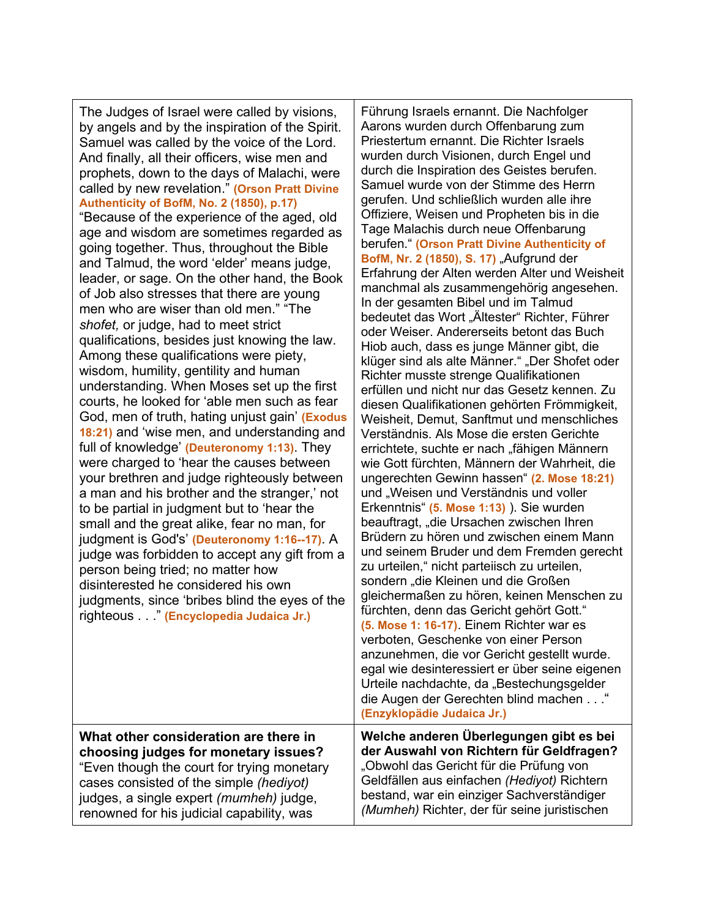| | |
|---|---|
| The Judges of Israel were called by visions, by angels and by the inspiration of the Spirit. Samuel was called by the voice of the Lord. And finally, all their officers, wise men and prophets, down to the days of Malachi, were called by new revelation." **(Orson Pratt Divine Authenticity of BofM, No. 2 (1850), p.17)** "Because of the experience of the aged, old age and wisdom are sometimes regarded as going together. Thus, throughout the Bible and Talmud, the word 'elder' means judge, leader, or sage. On the other hand, the Book of Job also stresses that there are young men who are wiser than old men." "The *shofet,* or judge, had to meet strict qualifications, besides just knowing the law. Among these qualifications were piety, wisdom, humility, gentility and human understanding. When Moses set up the first courts, he looked for 'able men such as fear God, men of truth, hating unjust gain' **(Exodus 18:21)** and 'wise men, and understanding and full of knowledge' **(Deuteronomy 1:13)**. They were charged to 'hear the causes between your brethren and judge righteously between a man and his brother and the stranger,' not to be partial in judgment but to 'hear the small and the great alike, fear no man, for judgment is God's' **(Deuteronomy 1:16--17)**. A judge was forbidden to accept any gift from a person being tried; no matter how disinterested he considered his own judgments, since 'bribes blind the eyes of the righteous . . ." **(Encyclopedia Judaica Jr.)** | Führung Israels ernannt. Die Nachfolger Aarons wurden durch Offenbarung zum Priestertum ernannt. Die Richter Israels wurden durch Visionen, durch Engel und durch die Inspiration des Geistes berufen. Samuel wurde von der Stimme des Herrn gerufen. Und schließlich wurden alle ihre Offiziere, Weisen und Propheten bis in die Tage Malachis durch neue Offenbarung berufen." **(Orson Pratt Divine Authenticity of BofM, Nr. 2 (1850), S. 17)** „Aufgrund der Erfahrung der Alten werden Alter und Weisheit manchmal als zusammengehörig angesehen. In der gesamten Bibel und im Talmud bedeutet das Wort „Ältester" Richter, Führer oder Weiser. Andererseits betont das Buch Hiob auch, dass es junge Männer gibt, die klüger sind als alte Männer." „Der Shofet oder Richter musste strenge Qualifikationen erfüllen und nicht nur das Gesetz kennen. Zu diesen Qualifikationen gehörten Frömmigkeit, Weisheit, Demut, Sanftmut und menschliches Verständnis. Als Mose die ersten Gerichte errichtete, suchte er nach „fähigen Männern wie Gott fürchten, Männern der Wahrheit, die ungerechten Gewinn hassen" **(2. Mose 18:21)** und „Weisen und Verständnis und voller Erkenntnis" **(5. Mose 1:13)** ). Sie wurden beauftragt, „die Ursachen zwischen Ihren Brüdern zu hören und zwischen einem Mann und seinem Bruder und dem Fremden gerecht zu urteilen," nicht parteiisch zu urteilen, sondern „die Kleinen und die Großen gleichermaßen zu hören, keinen Menschen zu fürchten, denn das Gericht gehört Gott." **(5. Mose 1: 16-17)**. Einem Richter war es verboten, Geschenke von einer Person anzunehmen, die vor Gericht gestellt wurde. egal wie desinteressiert er über seine eigenen Urteile nachdachte, da „Bestechungsgelder die Augen der Gerechten blind machen . . ." **(Enzyklopädie Judaica Jr.)** |
| **What other consideration are there in choosing judges for monetary issues?** "Even though the court for trying monetary cases consisted of the simple *(hediyot)* judges, a single expert *(mumheh)* judge, renowned for his judicial capability, was | **Welche anderen Überlegungen gibt es bei der Auswahl von Richtern für Geldfragen?** „Obwohl das Gericht für die Prüfung von Geldfällen aus einfachen *(Hediyot)* Richtern bestand, war ein einziger Sachverständiger *(Mumheh)* Richter, der für seine juristischen |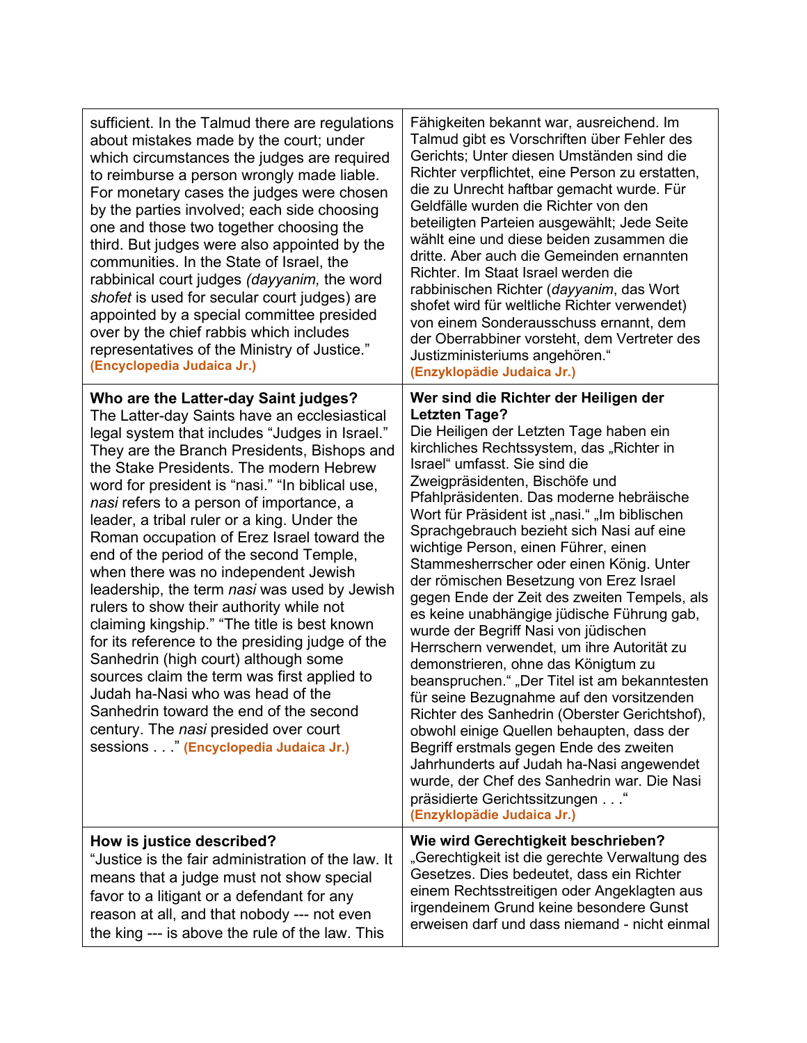| | |
|---|---|
| sufficient. In the Talmud there are regulations about mistakes made by the court; under which circumstances the judges are required to reimburse a person wrongly made liable. For monetary cases the judges were chosen by the parties involved; each side choosing one and those two together choosing the third. But judges were also appointed by the communities. In the State of Israel, the rabbinical court judges *(dayyanim,* the word *shofet* is used for secular court judges) are appointed by a special committee presided over by the chief rabbis which includes representatives of the Ministry of Justice." **(Encyclopedia Judaica Jr.)** | Fähigkeiten bekannt war, ausreichend. Im Talmud gibt es Vorschriften über Fehler des Gerichts; Unter diesen Umständen sind die Richter verpflichtet, eine Person zu erstatten, die zu Unrecht haftbar gemacht wurde. Für Geldfälle wurden die Richter von den beteiligten Parteien ausgewählt; Jede Seite wählt eine und diese beiden zusammen die dritte. Aber auch die Gemeinden ernannten Richter. Im Staat Israel werden die rabbinischen Richter (*dayyanim*, das Wort shofet wird für weltliche Richter verwendet) von einem Sonderausschuss ernannt, dem der Oberrabbiner vorsteht, dem Vertreter des Justizministeriums angehören." **(Enzyklopädie Judaica Jr.)** |
| **Who are the Latter-day Saint judges?** The Latter-day Saints have an ecclesiastical legal system that includes "Judges in Israel." They are the Branch Presidents, Bishops and the Stake Presidents. The modern Hebrew word for president is "nasi." "In biblical use, *nasi* refers to a person of importance, a leader, a tribal ruler or a king. Under the Roman occupation of Erez Israel toward the end of the period of the second Temple, when there was no independent Jewish leadership, the term *nasi* was used by Jewish rulers to show their authority while not claiming kingship." "The title is best known for its reference to the presiding judge of the Sanhedrin (high court) although some sources claim the term was first applied to Judah ha-Nasi who was head of the Sanhedrin toward the end of the second century. The *nasi* presided over court sessions . . ." **(Encyclopedia Judaica Jr.)** | **Wer sind die Richter der Heiligen der Letzten Tage?** Die Heiligen der Letzten Tage haben ein kirchliches Rechtssystem, das „Richter in Israel" umfasst. Sie sind die Zweigpräsidenten, Bischöfe und Pfahlpräsidenten. Das moderne hebräische Wort für Präsident ist „nasi." „Im biblischen Sprachgebrauch bezieht sich Nasi auf eine wichtige Person, einen Führer, einen Stammesherrscher oder einen König. Unter der römischen Besetzung von Erez Israel gegen Ende der Zeit des zweiten Tempels, als es keine unabhängige jüdische Führung gab, wurde der Begriff Nasi von jüdischen Herrschern verwendet, um ihre Autorität zu demonstrieren, ohne das Königtum zu beanspruchen." „Der Titel ist am bekanntesten für seine Bezugnahme auf den vorsitzenden Richter des Sanhedrin (Oberster Gerichtshof), obwohl einige Quellen behaupten, dass der Begriff erstmals gegen Ende des zweiten Jahrhunderts auf Judah ha-Nasi angewendet wurde, der Chef des Sanhedrin war. Die Nasi präsidierte Gerichtssitzungen . . ." **(Enzyklopädie Judaica Jr.)** |
| **How is justice described?** "Justice is the fair administration of the law. It means that a judge must not show special favor to a litigant or a defendant for any reason at all, and that nobody --- not even the king --- is above the rule of the law. This | **Wie wird Gerechtigkeit beschrieben?** „Gerechtigkeit ist die gerechte Verwaltung des Gesetzes. Dies bedeutet, dass ein Richter einem Rechtsstreitigen oder Angeklagten aus irgendeinem Grund keine besondere Gunst erweisen darf und dass niemand - nicht einmal |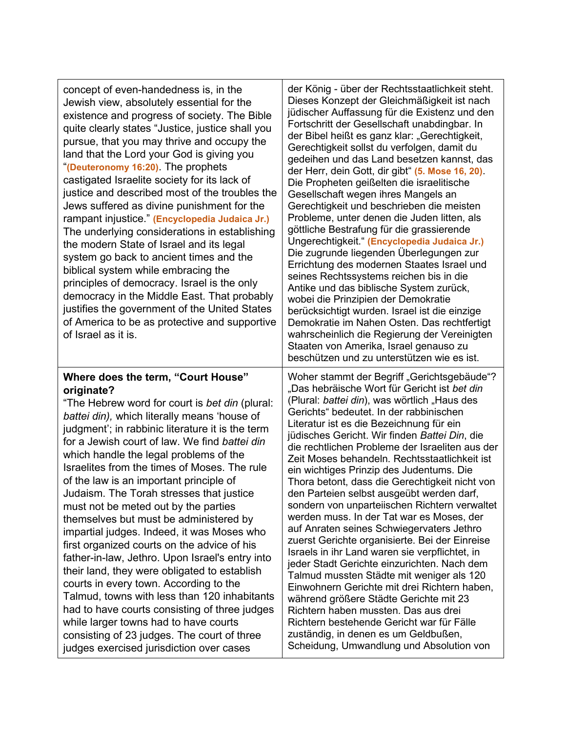| | |
|---|---|
| concept of even-handedness is, in the Jewish view, absolutely essential for the existence and progress of society. The Bible quite clearly states "Justice, justice shall you pursue, that you may thrive and occupy the land that the Lord your God is giving you "**(Deuteronomy 16:20)**. The prophets castigated Israelite society for its lack of justice and described most of the troubles the Jews suffered as divine punishment for the rampant injustice." **(Encyclopedia Judaica Jr.)** The underlying considerations in establishing the modern State of Israel and its legal system go back to ancient times and the biblical system while embracing the principles of democracy. Israel is the only democracy in the Middle East. That probably justifies the government of the United States of America to be as protective and supportive of Israel as it is. | der König - über der Rechtsstaatlichkeit steht. Dieses Konzept der Gleichmäßigkeit ist nach jüdischer Auffassung für die Existenz und den Fortschritt der Gesellschaft unabdingbar. In der Bibel heißt es ganz klar: „Gerechtigkeit, Gerechtigkeit sollst du verfolgen, damit du gedeihen und das Land besetzen kannst, das der Herr, dein Gott, dir gibt" **(5. Mose 16, 20)**. Die Propheten geißelten die israelitische Gesellschaft wegen ihres Mangels an Gerechtigkeit und beschrieben die meisten Probleme, unter denen die Juden litten, als göttliche Bestrafung für die grassierende Ungerechtigkeit." **(Encyclopedia Judaica Jr.)** Die zugrunde liegenden Überlegungen zur Errichtung des modernen Staates Israel und seines Rechtssystems reichen bis in die Antike und das biblische System zurück, wobei die Prinzipien der Demokratie berücksichtigt wurden. Israel ist die einzige Demokratie im Nahen Osten. Das rechtfertigt wahrscheinlich die Regierung der Vereinigten Staaten von Amerika, Israel genauso zu beschützen und zu unterstützen wie es ist. |
| **Where does the term, "Court House" originate?** "The Hebrew word for court is *bet din* (plural: *battei din),* which literally means 'house of judgment'; in rabbinic literature it is the term for a Jewish court of law. We find *battei din* which handle the legal problems of the Israelites from the times of Moses. The rule of the law is an important principle of Judaism. The Torah stresses that justice must not be meted out by the parties themselves but must be administered by impartial judges. Indeed, it was Moses who first organized courts on the advice of his father-in-law, Jethro. Upon Israel's entry into their land, they were obligated to establish courts in every town. According to the Talmud, towns with less than 120 inhabitants had to have courts consisting of three judges while larger towns had to have courts consisting of 23 judges. The court of three judges exercised jurisdiction over cases | Woher stammt der Begriff „Gerichtsgebäude"? „Das hebräische Wort für Gericht ist *bet din* (Plural: *battei din*), was wörtlich „Haus des Gerichts" bedeutet. In der rabbinischen Literatur ist es die Bezeichnung für ein jüdisches Gericht. Wir finden *Battei Din*, die die rechtlichen Probleme der Israeliten aus der Zeit Moses behandeln. Rechtsstaatlichkeit ist ein wichtiges Prinzip des Judentums. Die Thora betont, dass die Gerechtigkeit nicht von den Parteien selbst ausgeübt werden darf, sondern von unparteiischen Richtern verwaltet werden muss. In der Tat war es Moses, der auf Anraten seines Schwiegervaters Jethro zuerst Gerichte organisierte. Bei der Einreise Israels in ihr Land waren sie verpflichtet, in jeder Stadt Gerichte einzurichten. Nach dem Talmud mussten Städte mit weniger als 120 Einwohnern Gerichte mit drei Richtern haben, während größere Städte Gerichte mit 23 Richtern haben mussten. Das aus drei Richtern bestehende Gericht war für Fälle zuständig, in denen es um Geldbußen, Scheidung, Umwandlung und Absolution von |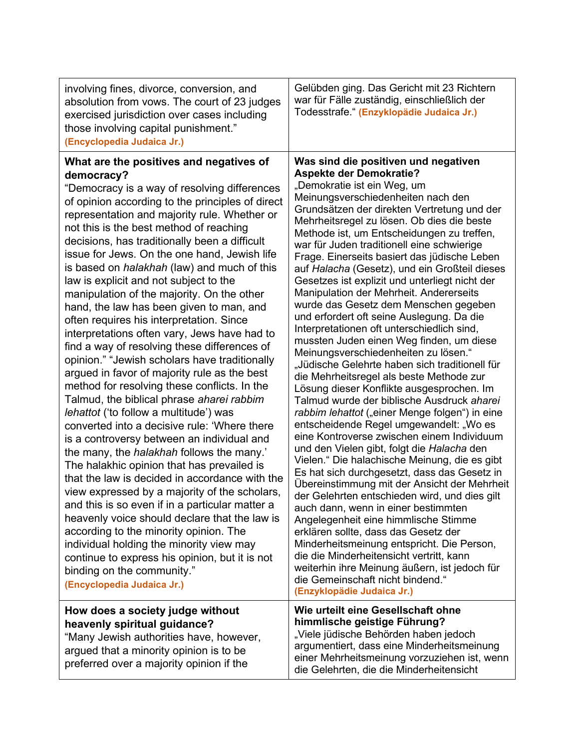| | |
|---|---|
| involving fines, divorce, conversion, and absolution from vows. The court of 23 judges exercised jurisdiction over cases including those involving capital punishment." **(Encyclopedia Judaica Jr.)** | Gelübden ging. Das Gericht mit 23 Richtern war für Fälle zuständig, einschließlich der Todesstrafe." **(Enzyklopädie Judaica Jr.)** |
| **What are the positives and negatives of democracy?** "Democracy is a way of resolving differences of opinion according to the principles of direct representation and majority rule. Whether or not this is the best method of reaching decisions, has traditionally been a difficult issue for Jews. On the one hand, Jewish life is based on *halakhah* (law) and much of this law is explicit and not subject to the manipulation of the majority. On the other hand, the law has been given to man, and often requires his interpretation. Since interpretations often vary, Jews have had to find a way of resolving these differences of opinion." "Jewish scholars have traditionally argued in favor of majority rule as the best method for resolving these conflicts. In the Talmud, the biblical phrase *aharei rabbim lehattot* ('to follow a multitude') was converted into a decisive rule: 'Where there is a controversy between an individual and the many, the *halakhah* follows the many.' The halakhic opinion that has prevailed is that the law is decided in accordance with the view expressed by a majority of the scholars, and this is so even if in a particular matter a heavenly voice should declare that the law is according to the minority opinion. The individual holding the minority view may continue to express his opinion, but it is not binding on the community." **(Encyclopedia Judaica Jr.)** | **Was sind die positiven und negativen Aspekte der Demokratie?** „Demokratie ist ein Weg, um Meinungsverschiedenheiten nach den Grundsätzen der direkten Vertretung und der Mehrheitsregel zu lösen. Ob dies die beste Methode ist, um Entscheidungen zu treffen, war für Juden traditionell eine schwierige Frage. Einerseits basiert das jüdische Leben auf *Halacha* (Gesetz), und ein Großteil dieses Gesetzes ist explizit und unterliegt nicht der Manipulation der Mehrheit. Andererseits wurde das Gesetz dem Menschen gegeben und erfordert oft seine Auslegung. Da die Interpretationen oft unterschiedlich sind, mussten Juden einen Weg finden, um diese Meinungsverschiedenheiten zu lösen." „Jüdische Gelehrte haben sich traditionell für die Mehrheitsregel als beste Methode zur Lösung dieser Konflikte ausgesprochen. Im Talmud wurde der biblische Ausdruck *aharei rabbim lehattot* („einer Menge folgen") in eine entscheidende Regel umgewandelt: „Wo es eine Kontroverse zwischen einem Individuum und den Vielen gibt, folgt die *Halacha* den Vielen." Die halachische Meinung, die es gibt Es hat sich durchgesetzt, dass das Gesetz in Übereinstimmung mit der Ansicht der Mehrheit der Gelehrten entschieden wird, und dies gilt auch dann, wenn in einer bestimmten Angelegenheit eine himmlische Stimme erklären sollte, dass das Gesetz der Minderheitsmeinung entspricht. Die Person, die die Minderheitensicht vertritt, kann weiterhin ihre Meinung äußern, ist jedoch für die Gemeinschaft nicht bindend." **(Enzyklopädie Judaica Jr.)** |
| **How does a society judge without heavenly spiritual guidance?** "Many Jewish authorities have, however, argued that a minority opinion is to be preferred over a majority opinion if the | **Wie urteilt eine Gesellschaft ohne himmlische geistige Führung?** „Viele jüdische Behörden haben jedoch argumentiert, dass eine Minderheitsmeinung einer Mehrheitsmeinung vorzuziehen ist, wenn die Gelehrten, die die Minderheitensicht |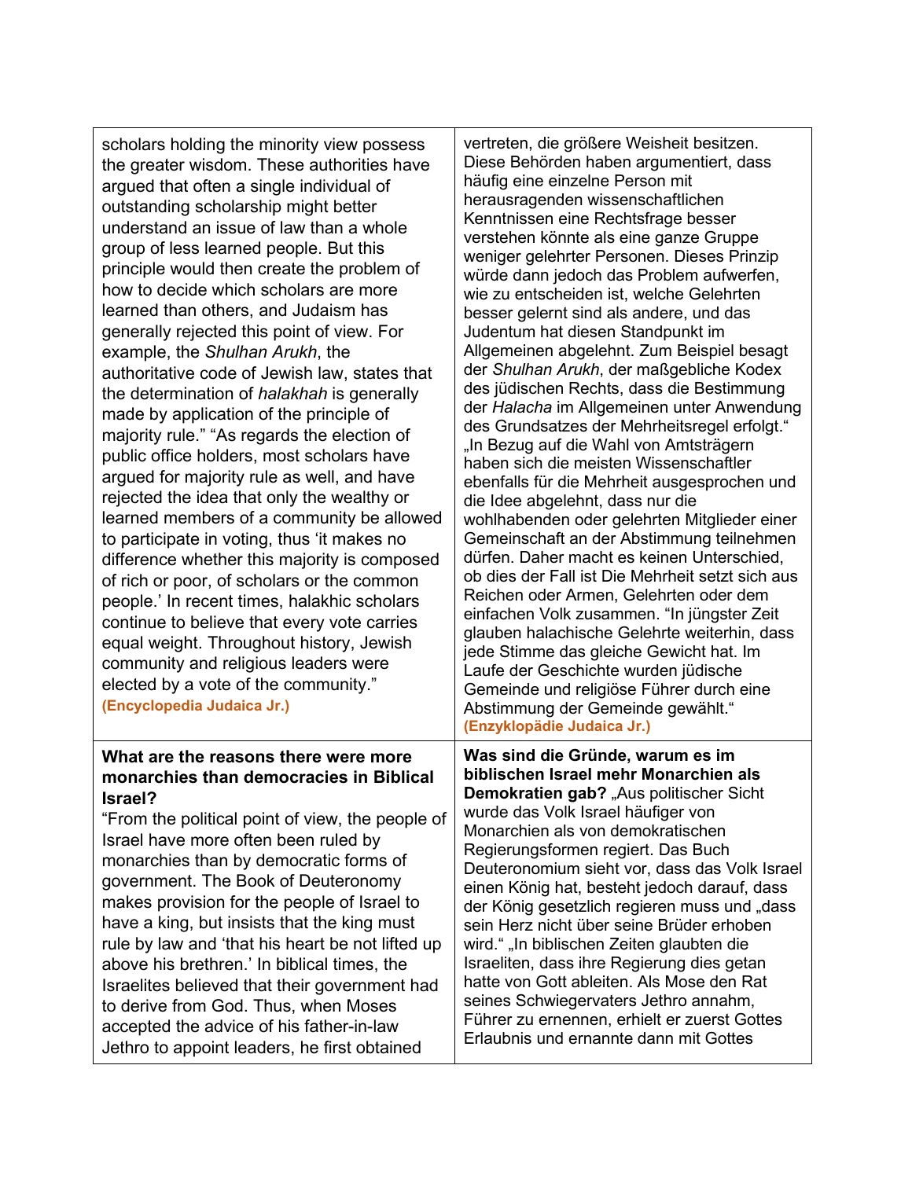| | |
|---|---|
| scholars holding the minority view possess the greater wisdom. These authorities have argued that often a single individual of outstanding scholarship might better understand an issue of law than a whole group of less learned people. But this principle would then create the problem of how to decide which scholars are more learned than others, and Judaism has generally rejected this point of view. For example, the *Shulhan Arukh*, the authoritative code of Jewish law, states that the determination of *halakhah* is generally made by application of the principle of majority rule." "As regards the election of public office holders, most scholars have argued for majority rule as well, and have rejected the idea that only the wealthy or learned members of a community be allowed to participate in voting, thus 'it makes no difference whether this majority is composed of rich or poor, of scholars or the common people.' In recent times, halakhic scholars continue to believe that every vote carries equal weight. Throughout history, Jewish community and religious leaders were elected by a vote of the community." **(Encyclopedia Judaica Jr.)** | vertreten, die größere Weisheit besitzen. Diese Behörden haben argumentiert, dass häufig eine einzelne Person mit herausragenden wissenschaftlichen Kenntnissen eine Rechtsfrage besser verstehen könnte als eine ganze Gruppe weniger gelehrter Personen. Dieses Prinzip würde dann jedoch das Problem aufwerfen, wie zu entscheiden ist, welche Gelehrten besser gelernt sind als andere, und das Judentum hat diesen Standpunkt im Allgemeinen abgelehnt. Zum Beispiel besagt der *Shulhan Arukh*, der maßgebliche Kodex des jüdischen Rechts, dass die Bestimmung der *Halacha* im Allgemeinen unter Anwendung des Grundsatzes der Mehrheitsregel erfolgt." „In Bezug auf die Wahl von Amtsträgern haben sich die meisten Wissenschaftler ebenfalls für die Mehrheit ausgesprochen und die Idee abgelehnt, dass nur die wohlhabenden oder gelehrten Mitglieder einer Gemeinschaft an der Abstimmung teilnehmen dürfen. Daher macht es keinen Unterschied, ob dies der Fall ist Die Mehrheit setzt sich aus Reichen oder Armen, Gelehrten oder dem einfachen Volk zusammen. "In jüngster Zeit glauben halachische Gelehrte weiterhin, dass jede Stimme das gleiche Gewicht hat. Im Laufe der Geschichte wurden jüdische Gemeinde und religiöse Führer durch eine Abstimmung der Gemeinde gewählt." **(Enzyklopädie Judaica Jr.)** |
| **What are the reasons there were more monarchies than democracies in Biblical Israel?** "From the political point of view, the people of Israel have more often been ruled by monarchies than by democratic forms of government. The Book of Deuteronomy makes provision for the people of Israel to have a king, but insists that the king must rule by law and 'that his heart be not lifted up above his brethren.' In biblical times, the Israelites believed that their government had to derive from God. Thus, when Moses accepted the advice of his father-in-law Jethro to appoint leaders, he first obtained | **Was sind die Gründe, warum es im biblischen Israel mehr Monarchien als Demokratien gab?** „Aus politischer Sicht wurde das Volk Israel häufiger von Monarchien als von demokratischen Regierungsformen regiert. Das Buch Deuteronomium sieht vor, dass das Volk Israel einen König hat, besteht jedoch darauf, dass der König gesetzlich regieren muss und „dass sein Herz nicht über seine Brüder erhoben wird." „In biblischen Zeiten glaubten die Israeliten, dass ihre Regierung dies getan hatte von Gott ableiten. Als Mose den Rat seines Schwiegervaters Jethro annahm, Führer zu ernennen, erhielt er zuerst Gottes Erlaubnis und ernannte dann mit Gottes |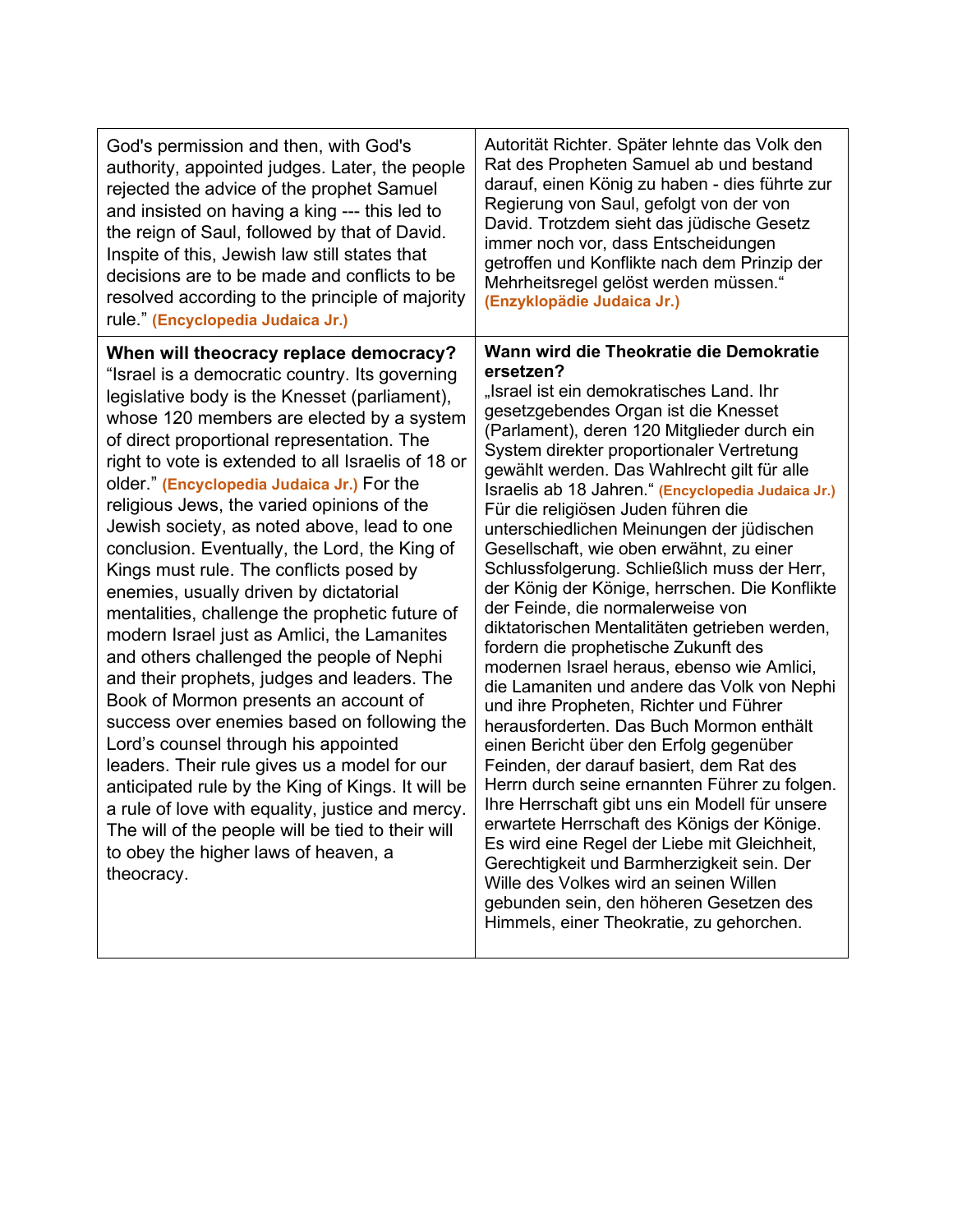| | |
|---|---|
| God's permission and then, with God's authority, appointed judges. Later, the people rejected the advice of the prophet Samuel and insisted on having a king --- this led to the reign of Saul, followed by that of David. Inspite of this, Jewish law still states that decisions are to be made and conflicts to be resolved according to the principle of majority rule." **(Encyclopedia Judaica Jr.)** | Autorität Richter. Später lehnte das Volk den Rat des Propheten Samuel ab und bestand darauf, einen König zu haben - dies führte zur Regierung von Saul, gefolgt von der von David. Trotzdem sieht das jüdische Gesetz immer noch vor, dass Entscheidungen getroffen und Konflikte nach dem Prinzip der Mehrheitsregel gelöst werden müssen." **(Enzyklopädie Judaica Jr.)** |
| **When will theocracy replace democracy?** "Israel is a democratic country. Its governing legislative body is the Knesset (parliament), whose 120 members are elected by a system of direct proportional representation. The right to vote is extended to all Israelis of 18 or older." **(Encyclopedia Judaica Jr.)** For the religious Jews, the varied opinions of the Jewish society, as noted above, lead to one conclusion. Eventually, the Lord, the King of Kings must rule. The conflicts posed by enemies, usually driven by dictatorial mentalities, challenge the prophetic future of modern Israel just as Amlici, the Lamanites and others challenged the people of Nephi and their prophets, judges and leaders. The Book of Mormon presents an account of success over enemies based on following the Lord's counsel through his appointed leaders. Their rule gives us a model for our anticipated rule by the King of Kings. It will be a rule of love with equality, justice and mercy. The will of the people will be tied to their will to obey the higher laws of heaven, a theocracy. | **Wann wird die Theokratie die Demokratie ersetzen?** „Israel ist ein demokratisches Land. Ihr gesetzgebendes Organ ist die Knesset (Parlament), deren 120 Mitglieder durch ein System direkter proportionaler Vertretung gewählt werden. Das Wahlrecht gilt für alle Israelis ab 18 Jahren." **(Encyclopedia Judaica Jr.)** Für die religiösen Juden führen die unterschiedlichen Meinungen der jüdischen Gesellschaft, wie oben erwähnt, zu einer Schlussfolgerung. Schließlich muss der Herr, der König der Könige, herrschen. Die Konflikte der Feinde, die normalerweise von diktatorischen Mentalitäten getrieben werden, fordern die prophetische Zukunft des modernen Israel heraus, ebenso wie Amlici, die Lamaniten und andere das Volk von Nephi und ihre Propheten, Richter und Führer herausforderten. Das Buch Mormon enthält einen Bericht über den Erfolg gegenüber Feinden, der darauf basiert, dem Rat des Herrn durch seine ernannten Führer zu folgen. Ihre Herrschaft gibt uns ein Modell für unsere erwartete Herrschaft des Königs der Könige. Es wird eine Regel der Liebe mit Gleichheit, Gerechtigkeit und Barmherzigkeit sein. Der Wille des Volkes wird an seinen Willen gebunden sein, den höheren Gesetzen des Himmels, einer Theokratie, zu gehorchen. |